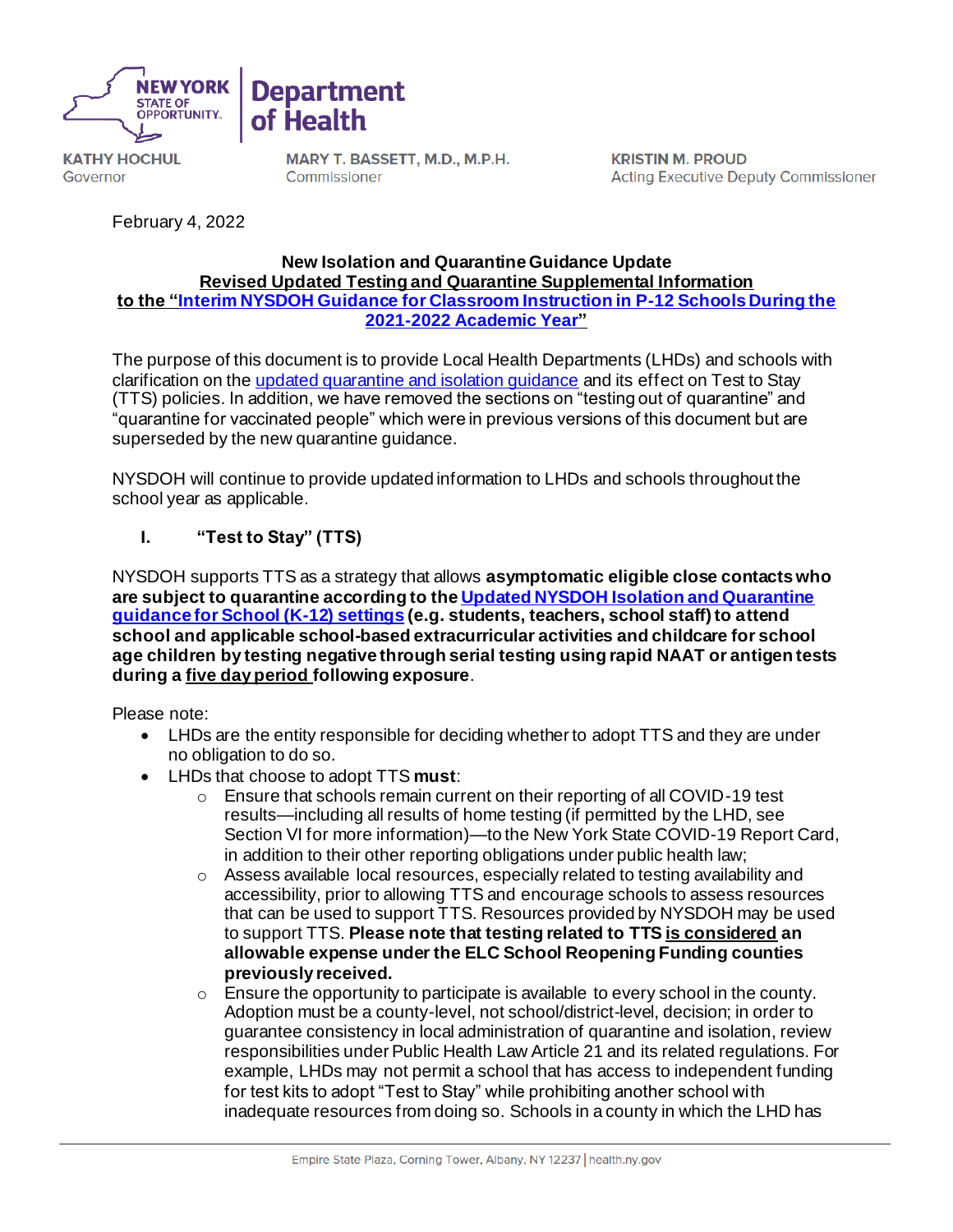**NEW YORK STATE OF OPPORTUNITY. | Department of Health**

**KATHY HOCHUL**
Governor

**MARY T. BASSETT, M.D., M.P.H.**
Commissioner

**KRISTIN M. PROUD**
Acting Executive Deputy Commissioner

February 4, 2022

**New Isolation and Quarantine Guidance Update**
**Revised Updated Testing and Quarantine Supplemental Information**
**to the "Interim NYSDOH Guidance for Classroom Instruction in P-12 Schools During the 2021-2022 Academic Year"**

The purpose of this document is to provide Local Health Departments (LHDs) and schools with clarification on the updated quarantine and isolation guidance and its effect on Test to Stay (TTS) policies. In addition, we have removed the sections on "testing out of quarantine" and "quarantine for vaccinated people" which were in previous versions of this document but are superseded by the new quarantine guidance.

NYSDOH will continue to provide updated information to LHDs and schools throughout the school year as applicable.

## I. "Test to Stay" (TTS)

NYSDOH supports TTS as a strategy that allows **asymptomatic eligible close contacts who are subject to quarantine according to the Updated NYSDOH Isolation and Quarantine guidance for School (K-12) settings (e.g. students, teachers, school staff) to attend school and applicable school-based extracurricular activities and childcare for school age children by testing negative through serial testing using rapid NAAT or antigen tests during a five day period following exposure**.

Please note:

- LHDs are the entity responsible for deciding whether to adopt TTS and they are under no obligation to do so.
- LHDs that choose to adopt TTS **must**:
  - Ensure that schools remain current on their reporting of all COVID-19 test results—including all results of home testing (if permitted by the LHD, see Section VI for more information)—to the New York State COVID-19 Report Card, in addition to their other reporting obligations under public health law;
  - Assess available local resources, especially related to testing availability and accessibility, prior to allowing TTS and encourage schools to assess resources that can be used to support TTS. Resources provided by NYSDOH may be used to support TTS. **Please note that testing related to TTS is considered an allowable expense under the ELC School Reopening Funding counties previously received.**
  - Ensure the opportunity to participate is available to every school in the county. Adoption must be a county-level, not school/district-level, decision; in order to guarantee consistency in local administration of quarantine and isolation, review responsibilities under Public Health Law Article 21 and its related regulations. For example, LHDs may not permit a school that has access to independent funding for test kits to adopt "Test to Stay" while prohibiting another school with inadequate resources from doing so. Schools in a county in which the LHD has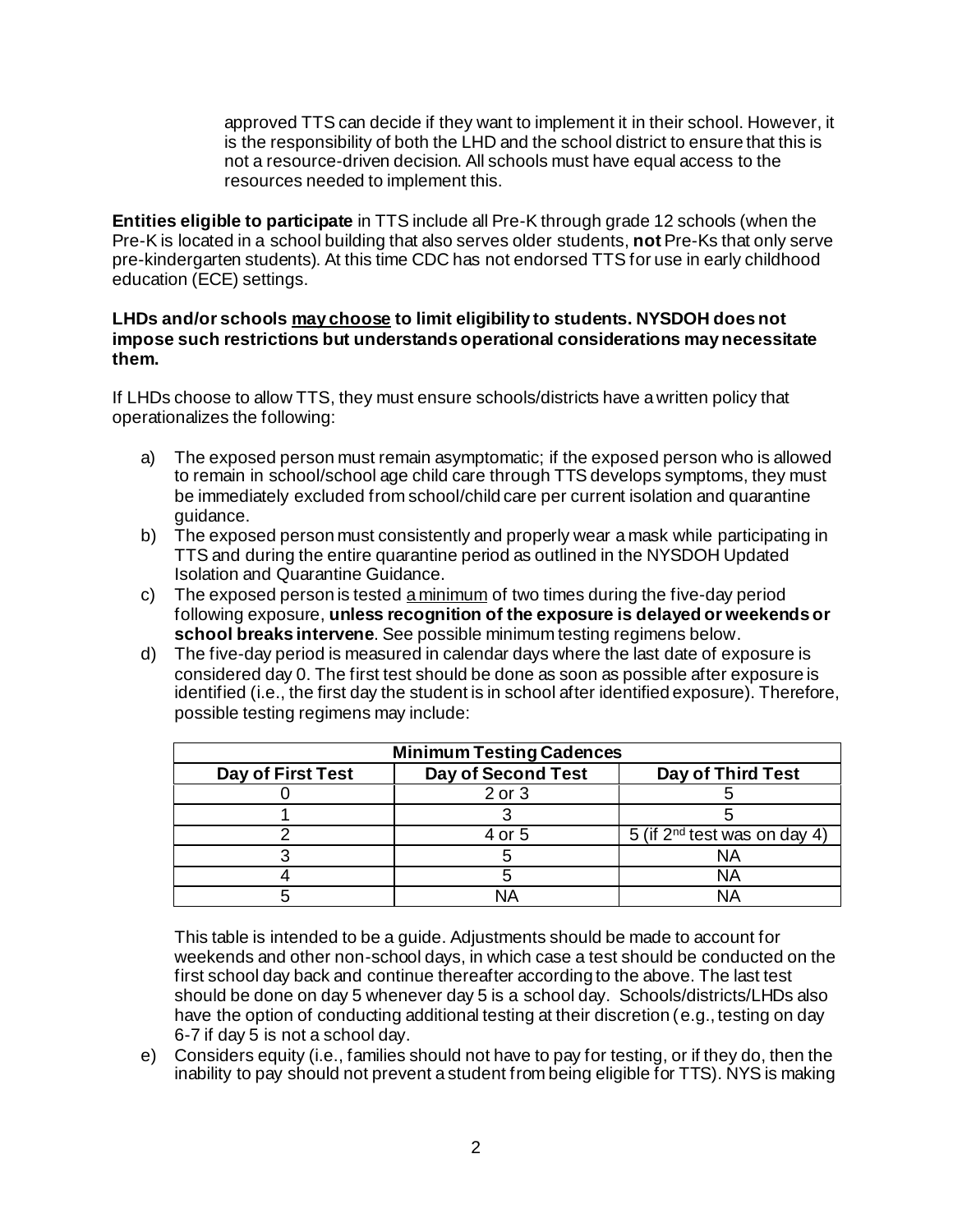approved TTS can decide if they want to implement it in their school. However, it is the responsibility of both the LHD and the school district to ensure that this is not a resource-driven decision. All schools must have equal access to the resources needed to implement this.

**Entities eligible to participate** in TTS include all Pre-K through grade 12 schools (when the Pre-K is located in a school building that also serves older students, **not** Pre-Ks that only serve pre-kindergarten students). At this time CDC has not endorsed TTS for use in early childhood education (ECE) settings.

**LHDs and/or schools <u>may choose</u> to limit eligibility to students. NYSDOH does not impose such restrictions but understands operational considerations may necessitate them.**

If LHDs choose to allow TTS, they must ensure schools/districts have a written policy that operationalizes the following:

a) The exposed person must remain asymptomatic; if the exposed person who is allowed to remain in school/school age child care through TTS develops symptoms, they must be immediately excluded from school/child care per current isolation and quarantine guidance.
b) The exposed person must consistently and properly wear a mask while participating in TTS and during the entire quarantine period as outlined in the NYSDOH Updated Isolation and Quarantine Guidance.
c) The exposed person is tested <u>a minimum</u> of two times during the five-day period following exposure, **unless recognition of the exposure is delayed or weekends or school breaks intervene**. See possible minimum testing regimens below.
d) The five-day period is measured in calendar days where the last date of exposure is considered day 0. The first test should be done as soon as possible after exposure is identified (i.e., the first day the student is in school after identified exposure). Therefore, possible testing regimens may include:

| Minimum Testing Cadences | | |
|---|---|---|
| **Day of First Test** | **Day of Second Test** | **Day of Third Test** |
| 0 | 2 or 3 | 5 |
| 1 | 3 | 5 |
| 2 | 4 or 5 | 5 (if 2nd test was on day 4) |
| 3 | 5 | NA |
| 4 | 5 | NA |
| 5 | NA | NA |

This table is intended to be a guide. Adjustments should be made to account for weekends and other non-school days, in which case a test should be conducted on the first school day back and continue thereafter according to the above. The last test should be done on day 5 whenever day 5 is a school day. Schools/districts/LHDs also have the option of conducting additional testing at their discretion (e.g., testing on day 6-7 if day 5 is not a school day.

e) Considers equity (i.e., families should not have to pay for testing, or if they do, then the inability to pay should not prevent a student from being eligible for TTS). NYS is making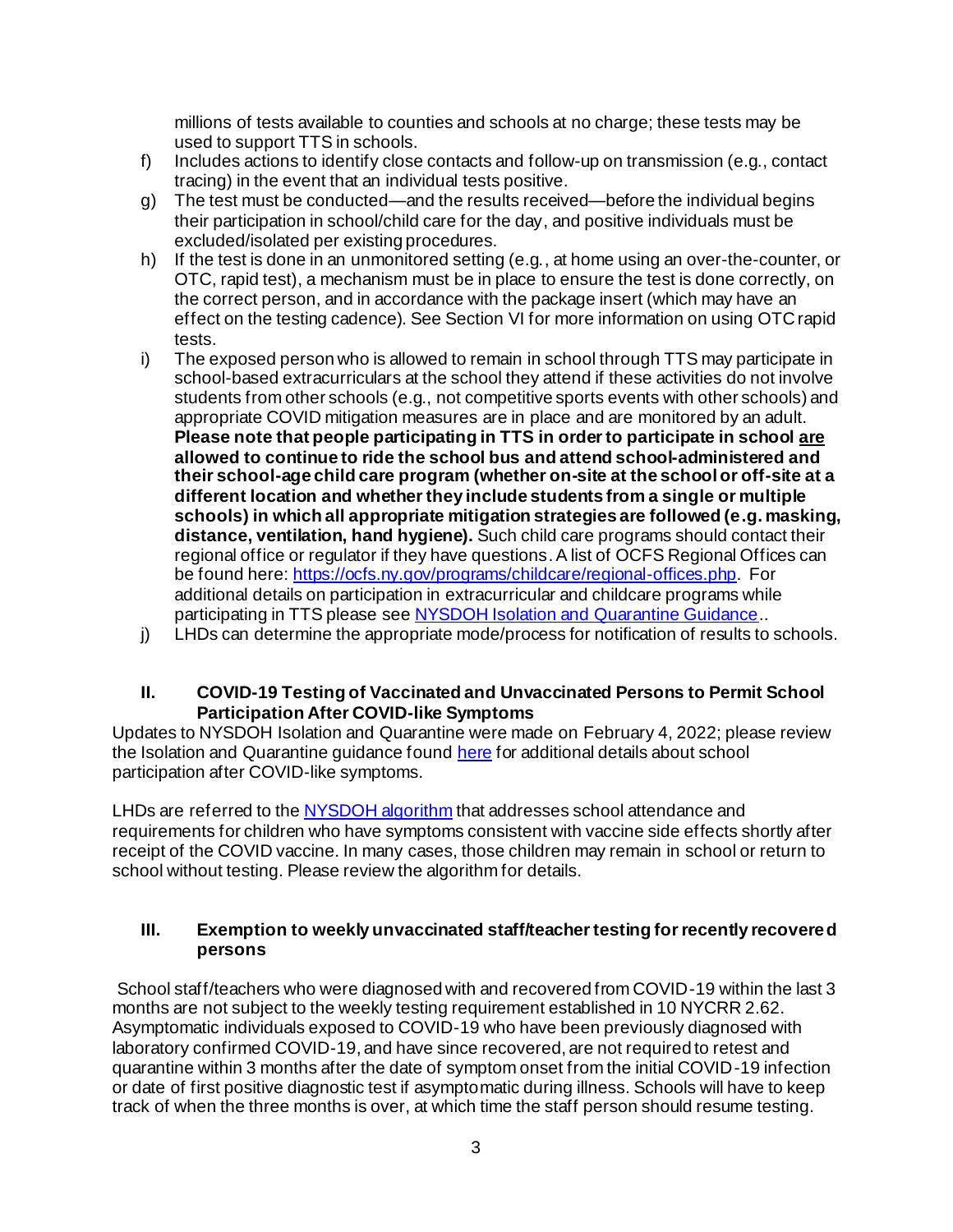millions of tests available to counties and schools at no charge; these tests may be used to support TTS in schools.

f) Includes actions to identify close contacts and follow-up on transmission (e.g., contact tracing) in the event that an individual tests positive.

g) The test must be conducted—and the results received—before the individual begins their participation in school/child care for the day, and positive individuals must be excluded/isolated per existing procedures.

h) If the test is done in an unmonitored setting (e.g., at home using an over-the-counter, or OTC, rapid test), a mechanism must be in place to ensure the test is done correctly, on the correct person, and in accordance with the package insert (which may have an effect on the testing cadence). See Section VI for more information on using OTC rapid tests.

i) The exposed person who is allowed to remain in school through TTS may participate in school-based extracurriculars at the school they attend if these activities do not involve students from other schools (e.g., not competitive sports events with other schools) and appropriate COVID mitigation measures are in place and are monitored by an adult. **Please note that people participating in TTS in order to participate in school <u>are</u> allowed to continue to ride the school bus and attend school-administered and their school-age child care program (whether on-site at the school or off-site at a different location and whether they include students from a single or multiple schools) in which all appropriate mitigation strategies are followed (e.g. masking, distance, ventilation, hand hygiene).** Such child care programs should contact their regional office or regulator if they have questions. A list of OCFS Regional Offices can be found here: https://ocfs.ny.gov/programs/childcare/regional-offices.php. For additional details on participation in extracurricular and childcare programs while participating in TTS please see NYSDOH Isolation and Quarantine Guidance..

j) LHDs can determine the appropriate mode/process for notification of results to schools.

## II. COVID-19 Testing of Vaccinated and Unvaccinated Persons to Permit School Participation After COVID-like Symptoms

Updates to NYSDOH Isolation and Quarantine were made on February 4, 2022; please review the Isolation and Quarantine guidance found here for additional details about school participation after COVID-like symptoms.

LHDs are referred to the NYSDOH algorithm that addresses school attendance and requirements for children who have symptoms consistent with vaccine side effects shortly after receipt of the COVID vaccine. In many cases, those children may remain in school or return to school without testing. Please review the algorithm for details.

## III. Exemption to weekly unvaccinated staff/teacher testing for recently recovered persons

School staff/teachers who were diagnosed with and recovered from COVID-19 within the last 3 months are not subject to the weekly testing requirement established in 10 NYCRR 2.62. Asymptomatic individuals exposed to COVID-19 who have been previously diagnosed with laboratory confirmed COVID-19, and have since recovered, are not required to retest and quarantine within 3 months after the date of symptom onset from the initial COVID-19 infection or date of first positive diagnostic test if asymptomatic during illness. Schools will have to keep track of when the three months is over, at which time the staff person should resume testing.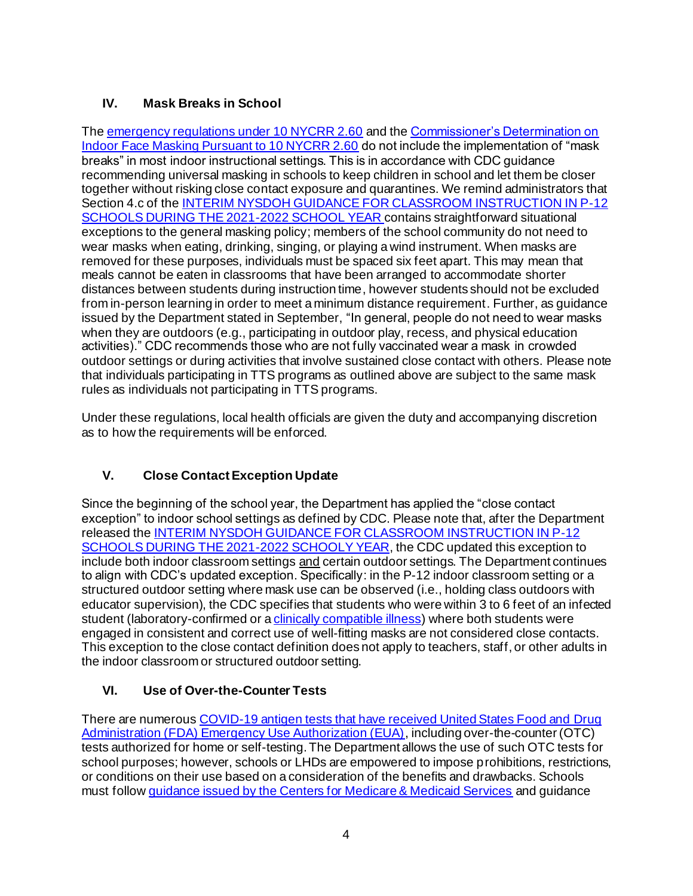## IV. Mask Breaks in School

The emergency regulations under 10 NYCRR 2.60 and the Commissioner's Determination on Indoor Face Masking Pursuant to 10 NYCRR 2.60 do not include the implementation of "mask breaks" in most indoor instructional settings. This is in accordance with CDC guidance recommending universal masking in schools to keep children in school and let them be closer together without risking close contact exposure and quarantines. We remind administrators that Section 4.c of the INTERIM NYSDOH GUIDANCE FOR CLASSROOM INSTRUCTION IN P-12 SCHOOLS DURING THE 2021-2022 SCHOOL YEAR contains straightforward situational exceptions to the general masking policy; members of the school community do not need to wear masks when eating, drinking, singing, or playing a wind instrument. When masks are removed for these purposes, individuals must be spaced six feet apart. This may mean that meals cannot be eaten in classrooms that have been arranged to accommodate shorter distances between students during instruction time, however students should not be excluded from in-person learning in order to meet a minimum distance requirement. Further, as guidance issued by the Department stated in September, "In general, people do not need to wear masks when they are outdoors (e.g., participating in outdoor play, recess, and physical education activities)." CDC recommends those who are not fully vaccinated wear a mask in crowded outdoor settings or during activities that involve sustained close contact with others. Please note that individuals participating in TTS programs as outlined above are subject to the same mask rules as individuals not participating in TTS programs.

Under these regulations, local health officials are given the duty and accompanying discretion as to how the requirements will be enforced.

## V. Close Contact Exception Update

Since the beginning of the school year, the Department has applied the "close contact exception" to indoor school settings as defined by CDC. Please note that, after the Department released the INTERIM NYSDOH GUIDANCE FOR CLASSROOM INSTRUCTION IN P-12 SCHOOLS DURING THE 2021-2022 SCHOOLY YEAR, the CDC updated this exception to include both indoor classroom settings and certain outdoor settings. The Department continues to align with CDC's updated exception. Specifically: in the P-12 indoor classroom setting or a structured outdoor setting where mask use can be observed (i.e., holding class outdoors with educator supervision), the CDC specifies that students who were within 3 to 6 feet of an infected student (laboratory-confirmed or a clinically compatible illness) where both students were engaged in consistent and correct use of well-fitting masks are not considered close contacts. This exception to the close contact definition does not apply to teachers, staff, or other adults in the indoor classroom or structured outdoor setting.

## VI. Use of Over-the-Counter Tests

There are numerous COVID-19 antigen tests that have received United States Food and Drug Administration (FDA) Emergency Use Authorization (EUA), including over-the-counter (OTC) tests authorized for home or self-testing. The Department allows the use of such OTC tests for school purposes; however, schools or LHDs are empowered to impose prohibitions, restrictions, or conditions on their use based on a consideration of the benefits and drawbacks. Schools must follow guidance issued by the Centers for Medicare & Medicaid Services and guidance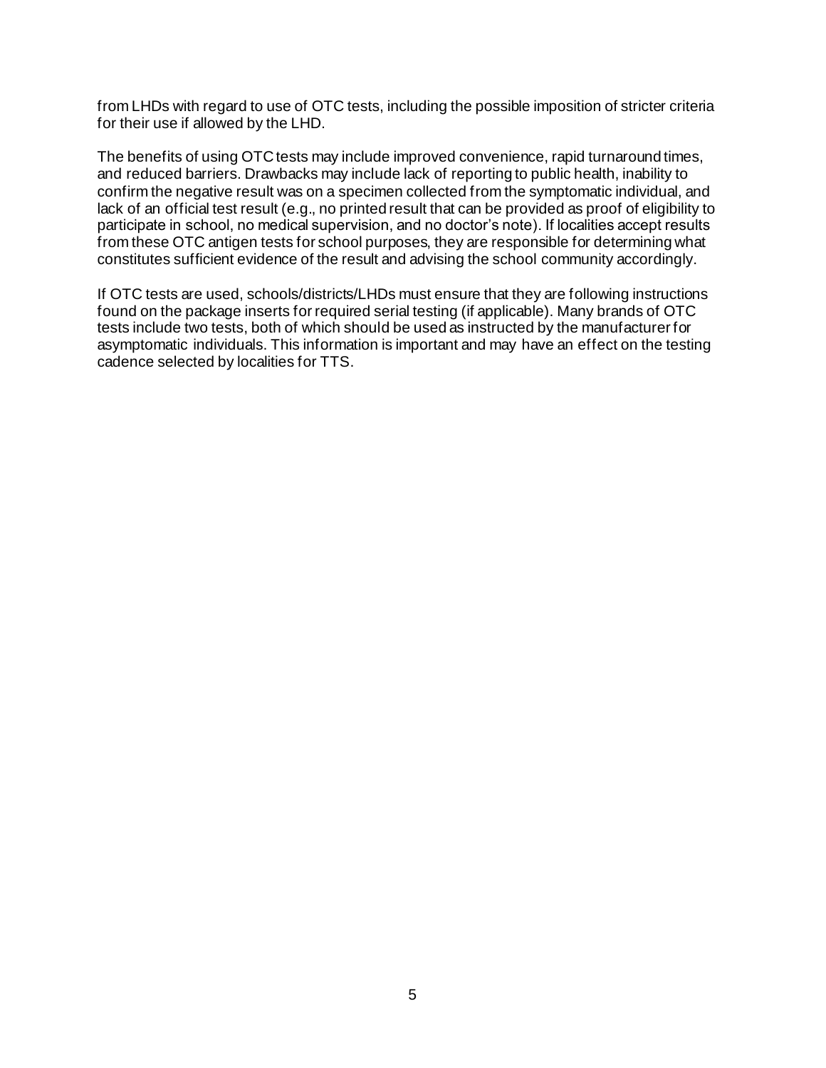from LHDs with regard to use of OTC tests, including the possible imposition of stricter criteria for their use if allowed by the LHD.

The benefits of using OTC tests may include improved convenience, rapid turnaround times, and reduced barriers. Drawbacks may include lack of reporting to public health, inability to confirm the negative result was on a specimen collected from the symptomatic individual, and lack of an official test result (e.g., no printed result that can be provided as proof of eligibility to participate in school, no medical supervision, and no doctor's note). If localities accept results from these OTC antigen tests for school purposes, they are responsible for determining what constitutes sufficient evidence of the result and advising the school community accordingly.

If OTC tests are used, schools/districts/LHDs must ensure that they are following instructions found on the package inserts for required serial testing (if applicable). Many brands of OTC tests include two tests, both of which should be used as instructed by the manufacturer for asymptomatic individuals. This information is important and may have an effect on the testing cadence selected by localities for TTS.